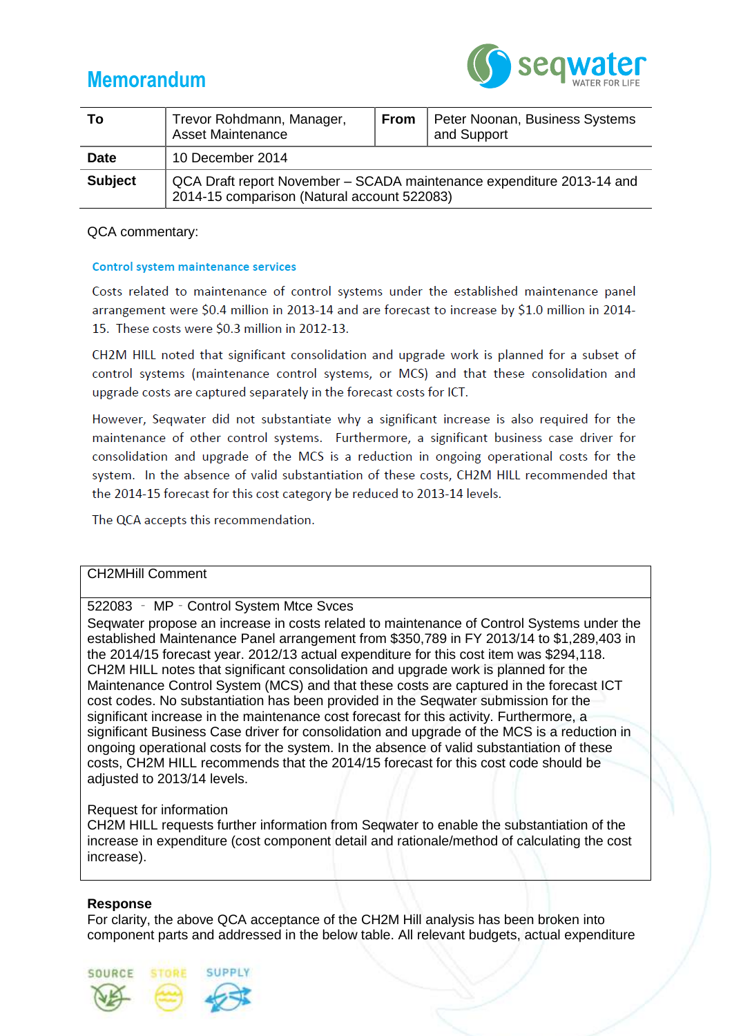# Memorandum

| To | Trevor Rohdmann, Manager, Asset Maintenance | From | Peter Noonan, Business Systems and Support |
|---|---|---|---|
| Date | 10 December 2014 | | |
| Subject | QCA Draft report November – SCADA maintenance expenditure 2013-14 and 2014-15 comparison (Natural account 522083) | | |

QCA commentary:

### Control system maintenance services

Costs related to maintenance of control systems under the established maintenance panel arrangement were $0.4 million in 2013-14 and are forecast to increase by $1.0 million in 2014-15. These costs were $0.3 million in 2012-13.

CH2M HILL noted that significant consolidation and upgrade work is planned for a subset of control systems (maintenance control systems, or MCS) and that these consolidation and upgrade costs are captured separately in the forecast costs for ICT.

However, Seqwater did not substantiate why a significant increase is also required for the maintenance of other control systems. Furthermore, a significant business case driver for consolidation and upgrade of the MCS is a reduction in ongoing operational costs for the system. In the absence of valid substantiation of these costs, CH2M HILL recommended that the 2014-15 forecast for this cost category be reduced to 2013-14 levels.

The QCA accepts this recommendation.

| CH2MHill Comment |
|---|
| 522083 - MP - Control System Mtce Svces<br>Seqwater propose an increase in costs related to maintenance of Control Systems under the established Maintenance Panel arrangement from $350,789 in FY 2013/14 to $1,289,403 in the 2014/15 forecast year. 2012/13 actual expenditure for this cost item was $294,118. CH2M HILL notes that significant consolidation and upgrade work is planned for the Maintenance Control System (MCS) and that these costs are captured in the forecast ICT cost codes. No substantiation has been provided in the Seqwater submission for the significant increase in the maintenance cost forecast for this activity. Furthermore, a significant Business Case driver for consolidation and upgrade of the MCS is a reduction in ongoing operational costs for the system. In the absence of valid substantiation of these costs, CH2M HILL recommends that the 2014/15 forecast for this cost code should be adjusted to 2013/14 levels.<br><br>Request for information<br>CH2M HILL requests further information from Seqwater to enable the substantiation of the increase in expenditure (cost component detail and rationale/method of calculating the cost increase). |

**Response**

For clarity, the above QCA acceptance of the CH2M Hill analysis has been broken into component parts and addressed in the below table. All relevant budgets, actual expenditure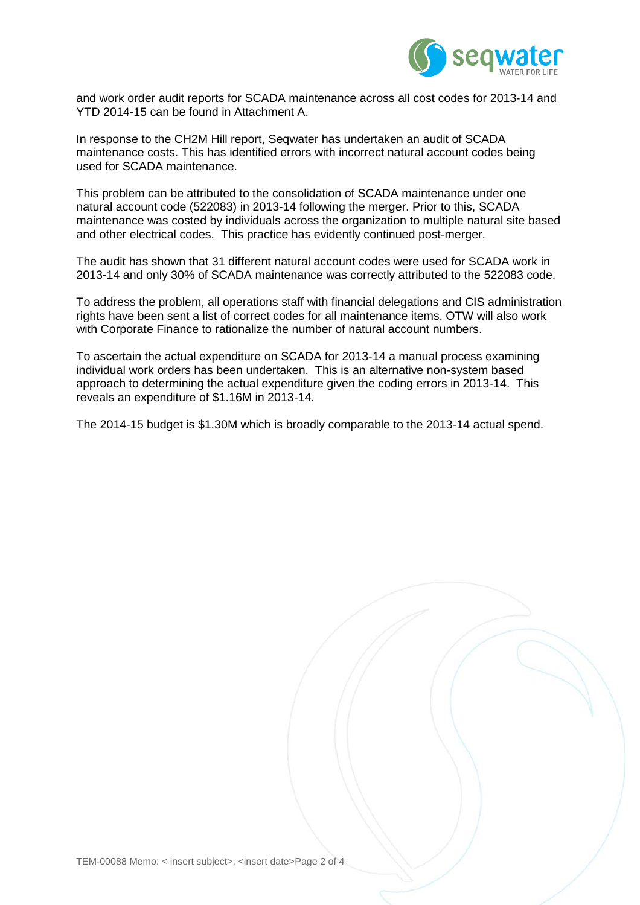and work order audit reports for SCADA maintenance across all cost codes for 2013-14 and YTD 2014-15 can be found in Attachment A.

In response to the CH2M Hill report, Seqwater has undertaken an audit of SCADA maintenance costs. This has identified errors with incorrect natural account codes being used for SCADA maintenance.

This problem can be attributed to the consolidation of SCADA maintenance under one natural account code (522083) in 2013-14 following the merger. Prior to this, SCADA maintenance was costed by individuals across the organization to multiple natural site based and other electrical codes. This practice has evidently continued post-merger.

The audit has shown that 31 different natural account codes were used for SCADA work in 2013-14 and only 30% of SCADA maintenance was correctly attributed to the 522083 code.

To address the problem, all operations staff with financial delegations and CIS administration rights have been sent a list of correct codes for all maintenance items. OTW will also work with Corporate Finance to rationalize the number of natural account numbers.

To ascertain the actual expenditure on SCADA for 2013-14 a manual process examining individual work orders has been undertaken. This is an alternative non-system based approach to determining the actual expenditure given the coding errors in 2013-14. This reveals an expenditure of $1.16M in 2013-14.

The 2014-15 budget is $1.30M which is broadly comparable to the 2013-14 actual spend.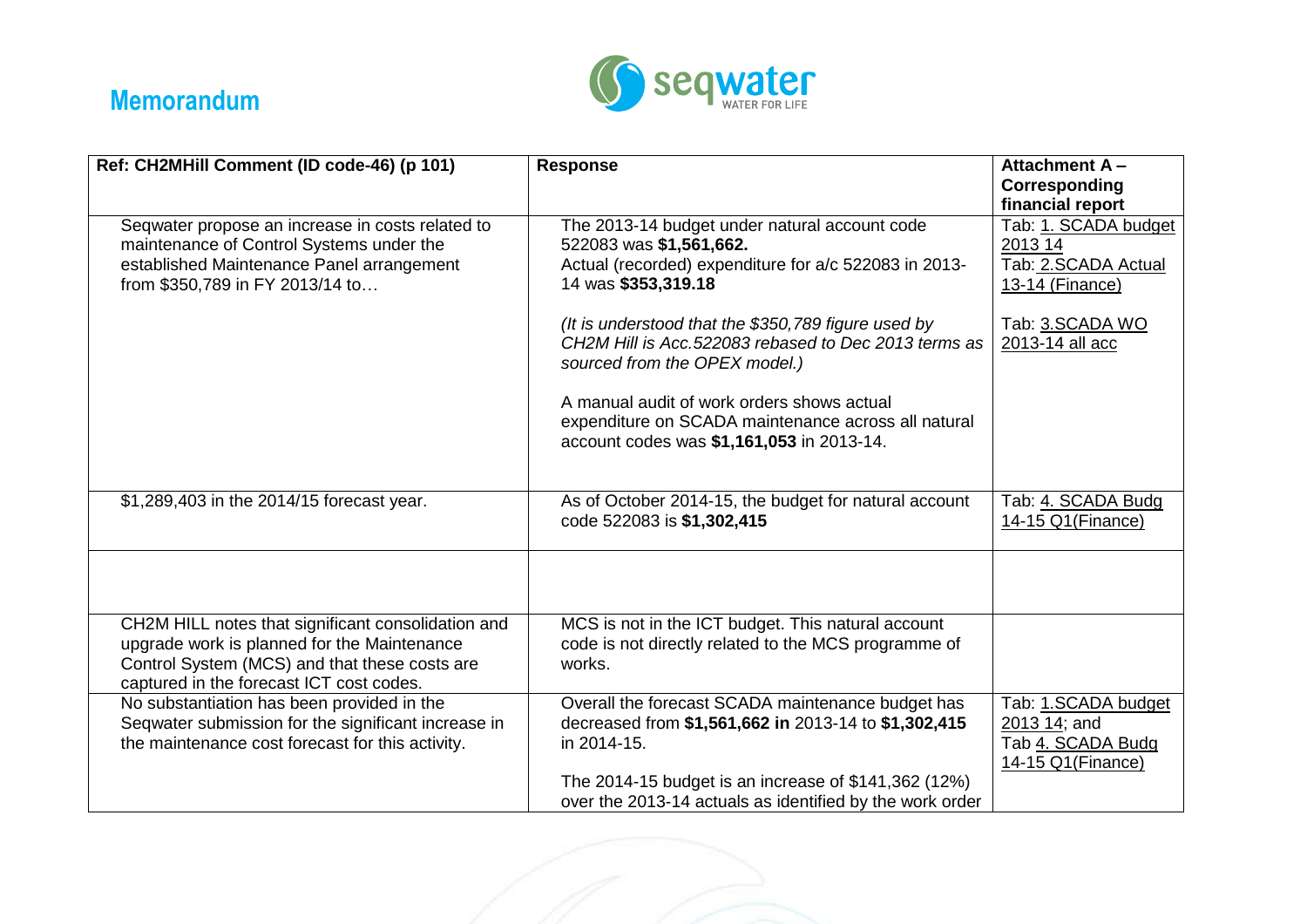# Memorandum

| Ref: CH2MHill Comment (ID code-46) (p 101) | Response | Attachment A – Corresponding financial report |
|---|---|---|
| Seqwater propose an increase in costs related to maintenance of Control Systems under the established Maintenance Panel arrangement from $350,789 in FY 2013/14 to… | The 2013-14 budget under natural account code 522083 was **$1,561,662.**<br>Actual (recorded) expenditure for a/c 522083 in 2013-14 was **$353,319.18**<br><br>*(It is understood that the $350,789 figure used by CH2M Hill is Acc.522083 rebased to Dec 2013 terms as sourced from the OPEX model.)*<br><br>A manual audit of work orders shows actual expenditure on SCADA maintenance across all natural account codes was **$1,161,053** in 2013-14. | Tab: 1. SCADA budget 2013 14<br>Tab: 2.SCADA Actual 13-14 (Finance)<br><br>Tab: 3.SCADA WO 2013-14 all acc |
| $1,289,403 in the 2014/15 forecast year. | As of October 2014-15, the budget for natural account code 522083 is **$1,302,415** | Tab: 4. SCADA Budg 14-15 Q1(Finance) |
| | | |
| CH2M HILL notes that significant consolidation and upgrade work is planned for the Maintenance Control System (MCS) and that these costs are captured in the forecast ICT cost codes. | MCS is not in the ICT budget. This natural account code is not directly related to the MCS programme of works. | |
| No substantiation has been provided in the Seqwater submission for the significant increase in the maintenance cost forecast for this activity. | Overall the forecast SCADA maintenance budget has decreased from **$1,561,662 in** 2013-14 to **$1,302,415** in 2014-15.<br><br>The 2014-15 budget is an increase of $141,362 (12%) over the 2013-14 actuals as identified by the work order | Tab: 1.SCADA budget 2013 14; and<br>Tab 4. SCADA Budg 14-15 Q1(Finance) |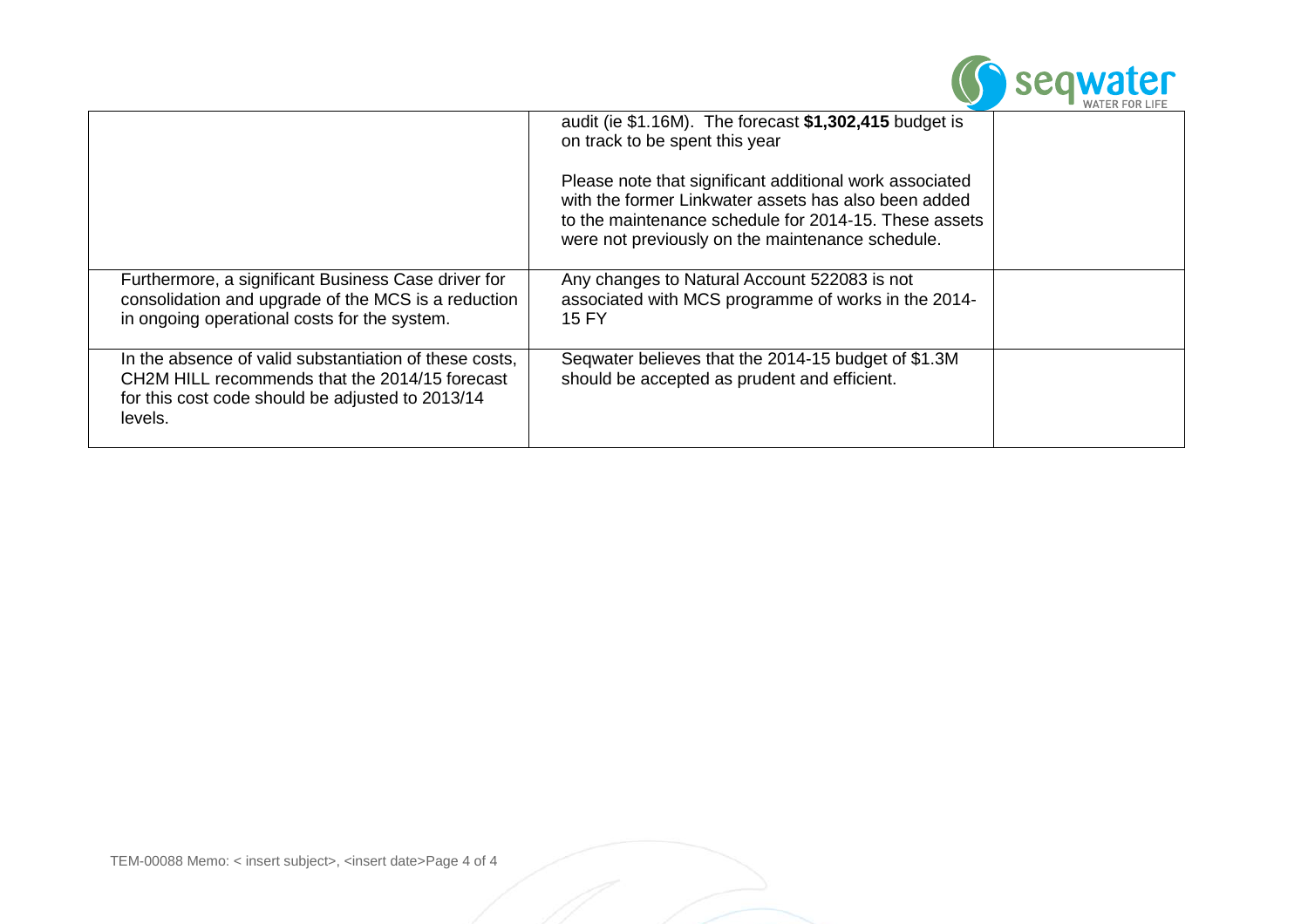| | | |
|---|---|---|
| | audit (ie $1.16M). The forecast **$1,302,415** budget is on track to be spent this year<br><br>Please note that significant additional work associated with the former Linkwater assets has also been added to the maintenance schedule for 2014-15. These assets were not previously on the maintenance schedule. | |
| Furthermore, a significant Business Case driver for consolidation and upgrade of the MCS is a reduction in ongoing operational costs for the system. | Any changes to Natural Account 522083 is not associated with MCS programme of works in the 2014-15 FY | |
| In the absence of valid substantiation of these costs, CH2M HILL recommends that the 2014/15 forecast for this cost code should be adjusted to 2013/14 levels. | Seqwater believes that the 2014-15 budget of $1.3M should be accepted as prudent and efficient. | |